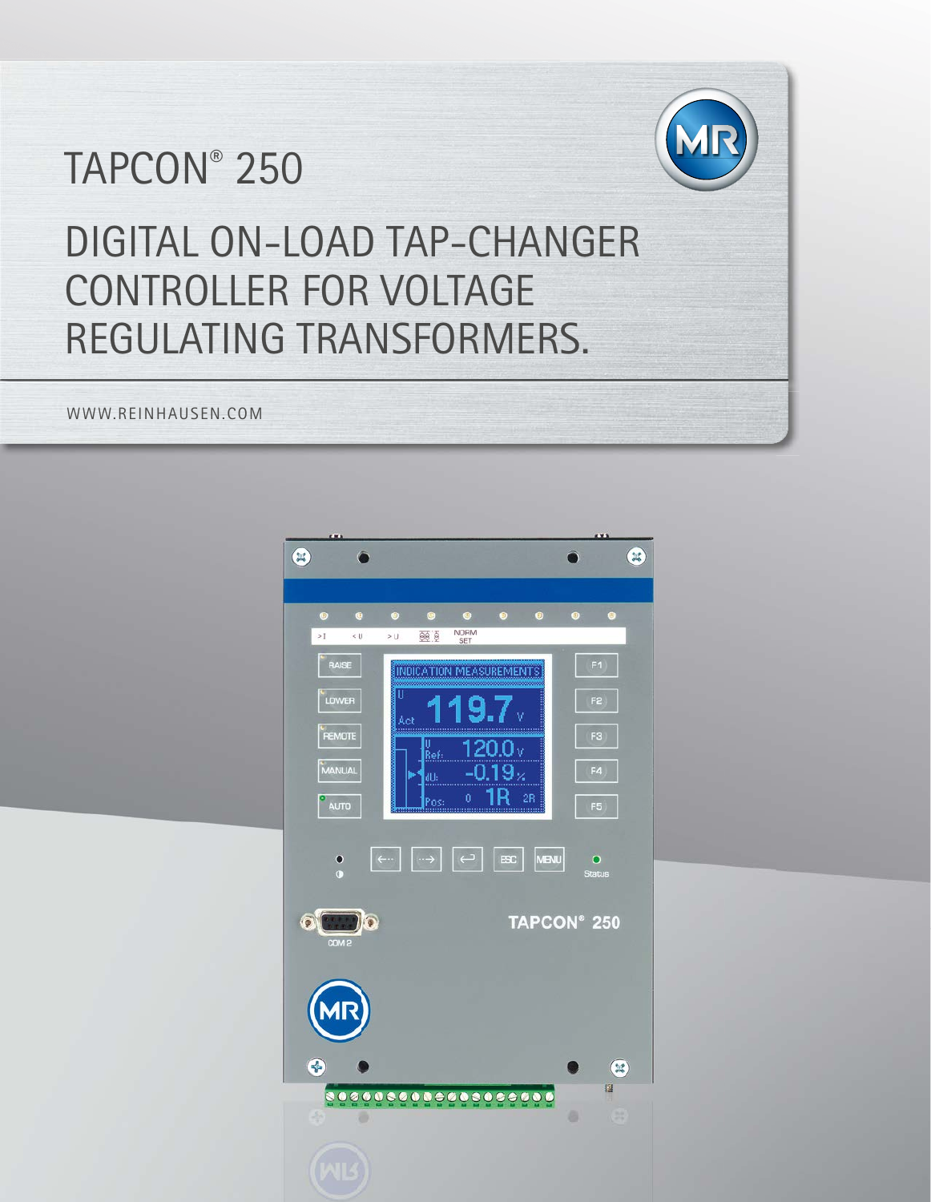# TAPCON® 250

## DIGITAL ON-LOAD TAP-CHANGER CONTROLLER FOR VOLTAGE REGULATING TRANSFORMERS.

WWW.REINHAUSEN.COM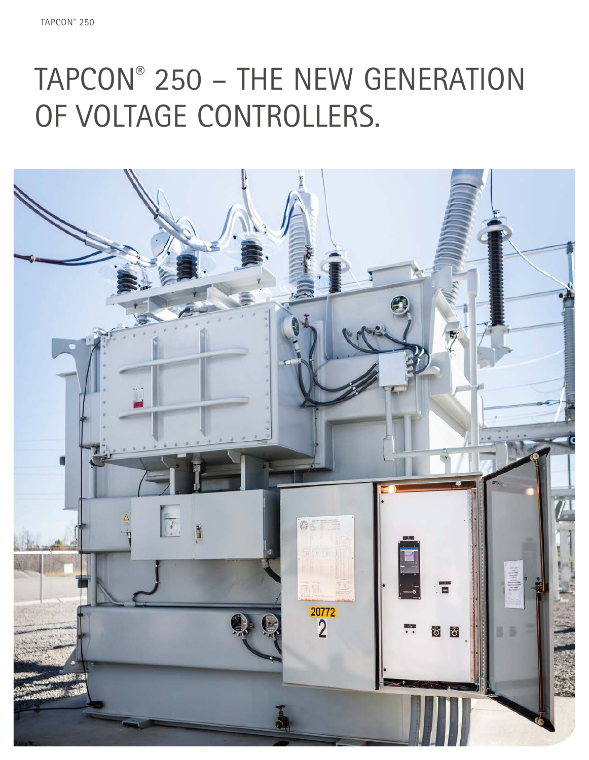# TAPCON® 250 – THE NEW GENERATION OF VOLTAGE CONTROLLERS.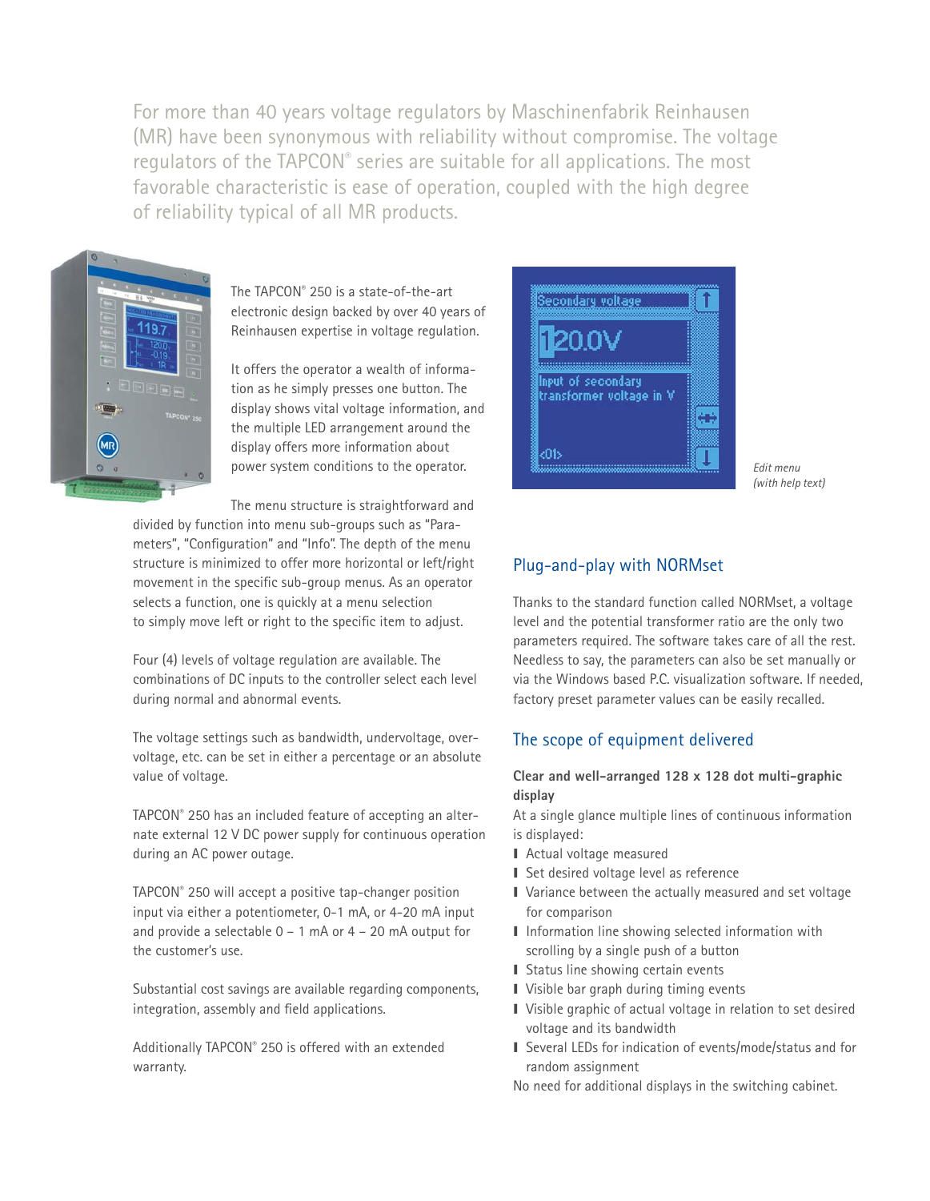For more than 40 years voltage regulators by Maschinenfabrik Reinhausen (MR) have been synonymous with reliability without compromise. The voltage regulators of the TAPCON® series are suitable for all applications. The most favorable characteristic is ease of operation, coupled with the high degree of reliability typical of all MR products.

The TAPCON® 250 is a state-of-the-art electronic design backed by over 40 years of Reinhausen expertise in voltage regulation.

It offers the operator a wealth of information as he simply presses one button. The display shows vital voltage information, and the multiple LED arrangement around the display offers more information about power system conditions to the operator.

The menu structure is straightforward and divided by function into menu sub-groups such as "Parameters", "Configuration" and "Info". The depth of the menu structure is minimized to offer more horizontal or left/right movement in the specific sub-group menus. As an operator selects a function, one is quickly at a menu selection to simply move left or right to the specific item to adjust.

Four (4) levels of voltage regulation are available. The combinations of DC inputs to the controller select each level during normal and abnormal events.

The voltage settings such as bandwidth, undervoltage, overvoltage, etc. can be set in either a percentage or an absolute value of voltage.

TAPCON® 250 has an included feature of accepting an alternate external 12 V DC power supply for continuous operation during an AC power outage.

TAPCON® 250 will accept a positive tap-changer position input via either a potentiometer, 0-1 mA, or 4-20 mA input and provide a selectable 0 – 1 mA or 4 – 20 mA output for the customer's use.

Substantial cost savings are available regarding components, integration, assembly and field applications.

Additionally TAPCON® 250 is offered with an extended warranty.

*Edit menu (with help text)*

## Plug-and-play with NORMset

Thanks to the standard function called NORMset, a voltage level and the potential transformer ratio are the only two parameters required. The software takes care of all the rest. Needless to say, the parameters can also be set manually or via the Windows based P.C. visualization software. If needed, factory preset parameter values can be easily recalled.

## The scope of equipment delivered

**Clear and well-arranged 128 x 128 dot multi-graphic display**

At a single glance multiple lines of continuous information is displayed:

- Actual voltage measured
- Set desired voltage level as reference
- Variance between the actually measured and set voltage for comparison
- Information line showing selected information with scrolling by a single push of a button
- Status line showing certain events
- Visible bar graph during timing events
- Visible graphic of actual voltage in relation to set desired voltage and its bandwidth
- Several LEDs for indication of events/mode/status and for random assignment

No need for additional displays in the switching cabinet.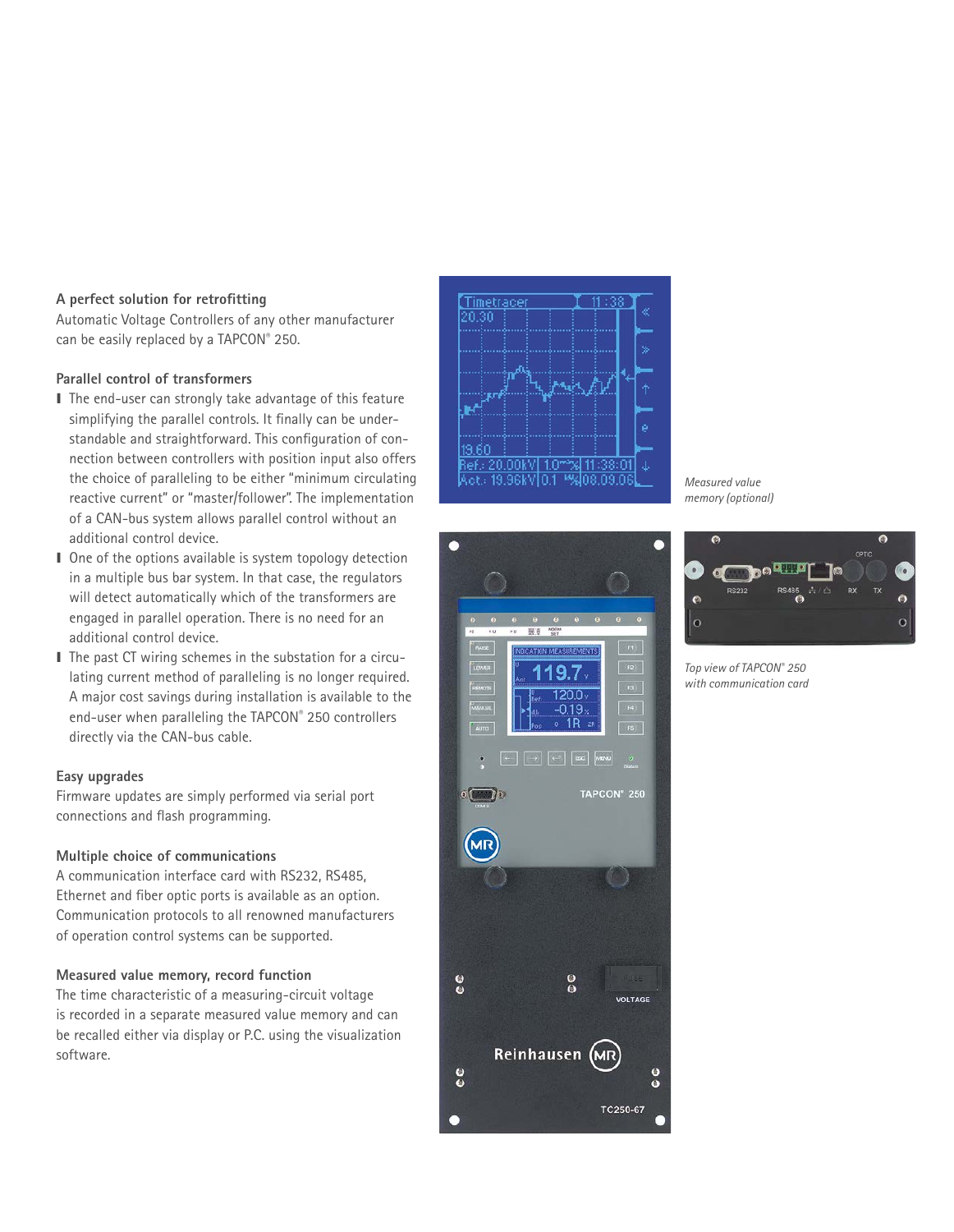### A perfect solution for retrofitting

Automatic Voltage Controllers of any other manufacturer can be easily replaced by a TAPCON® 250.

### Parallel control of transformers

- The end-user can strongly take advantage of this feature simplifying the parallel controls. It finally can be understandable and straightforward. This configuration of connection between controllers with position input also offers the choice of paralleling to be either "minimum circulating reactive current" or "master/follower". The implementation of a CAN-bus system allows parallel control without an additional control device.
- One of the options available is system topology detection in a multiple bus bar system. In that case, the regulators will detect automatically which of the transformers are engaged in parallel operation. There is no need for an additional control device.
- The past CT wiring schemes in the substation for a circulating current method of paralleling is no longer required. A major cost savings during installation is available to the end-user when paralleling the TAPCON® 250 controllers directly via the CAN-bus cable.

### Easy upgrades

Firmware updates are simply performed via serial port connections and flash programming.

### Multiple choice of communications

A communication interface card with RS232, RS485, Ethernet and fiber optic ports is available as an option. Communication protocols to all renowned manufacturers of operation control systems can be supported.

### Measured value memory, record function

The time characteristic of a measuring-circuit voltage is recorded in a separate measured value memory and can be recalled either via display or P.C. using the visualization software.

*Measured value memory (optional)*

*Top view of TAPCON® 250 with communication card*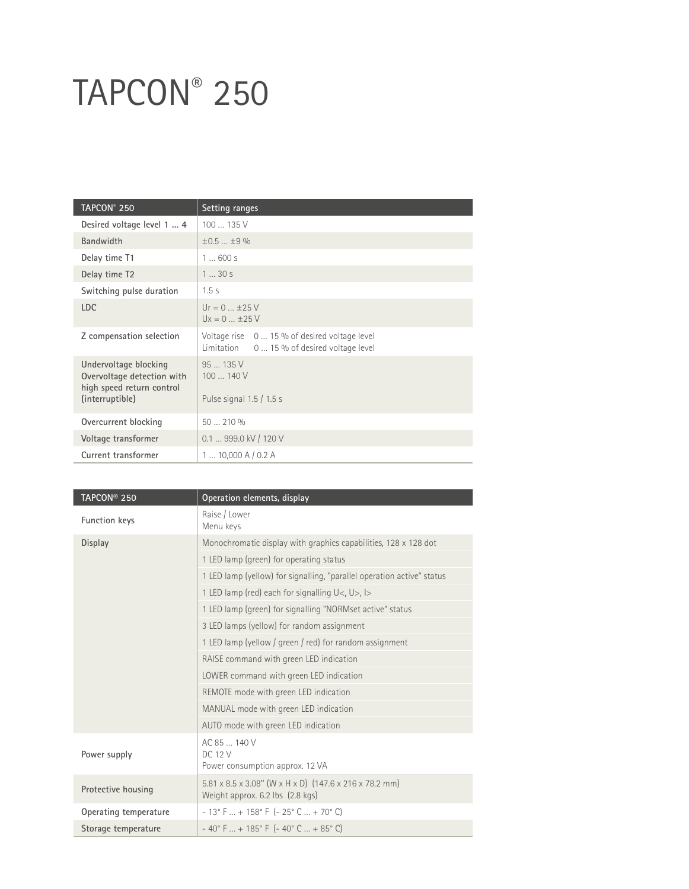# TAPCON® 250

| TAPCON® 250 | Setting ranges |
|---|---|
| Desired voltage level 1 ... 4 | 100 ... 135 V |
| Bandwidth | ±0.5 ... ±9 % |
| Delay time T1 | 1 ... 600 s |
| Delay time T2 | 1 ... 30 s |
| Switching pulse duration | 1.5 s |
| LDC | Ur = 0 ... ±25 V<br>Ux = 0 ... ±25 V |
| Z compensation selection | Voltage rise 0 ... 15 % of desired voltage level<br>Limitation 0 ... 15 % of desired voltage level |
| Undervoltage blocking<br>Overvoltage detection with high speed return control (interruptible) | 95 ... 135 V<br>100 ... 140 V<br><br>Pulse signal 1.5 / 1.5 s |
| Overcurrent blocking | 50 ... 210 % |
| Voltage transformer | 0.1 ... 999.0 kV / 120 V |
| Current transformer | 1 ... 10,000 A / 0.2 A |

| TAPCON® 250 | Operation elements, display |
|---|---|
| Function keys | Raise / Lower<br>Menu keys |
| Display | Monochromatic display with graphics capabilities, 128 x 128 dot |
| | 1 LED lamp (green) for operating status |
| | 1 LED lamp (yellow) for signalling, "parallel operation active" status |
| | 1 LED lamp (red) each for signalling U<, U>, I> |
| | 1 LED lamp (green) for signalling "NORMset active" status |
| | 3 LED lamps (yellow) for random assignment |
| | 1 LED lamp (yellow / green / red) for random assignment |
| | RAISE command with green LED indication |
| | LOWER command with green LED indication |
| | REMOTE mode with green LED indication |
| | MANUAL mode with green LED indication |
| | AUTO mode with green LED indication |
| Power supply | AC 85 ... 140 V<br>DC 12 V<br>Power consumption approx. 12 VA |
| Protective housing | 5.81 x 8.5 x 3.08" (W x H x D) (147.6 x 216 x 78.2 mm)<br>Weight approx. 6.2 lbs (2.8 kgs) |
| Operating temperature | - 13° F ... + 158° F (- 25° C ... + 70° C) |
| Storage temperature | - 40° F ... + 185° F (- 40° C ... + 85° C) |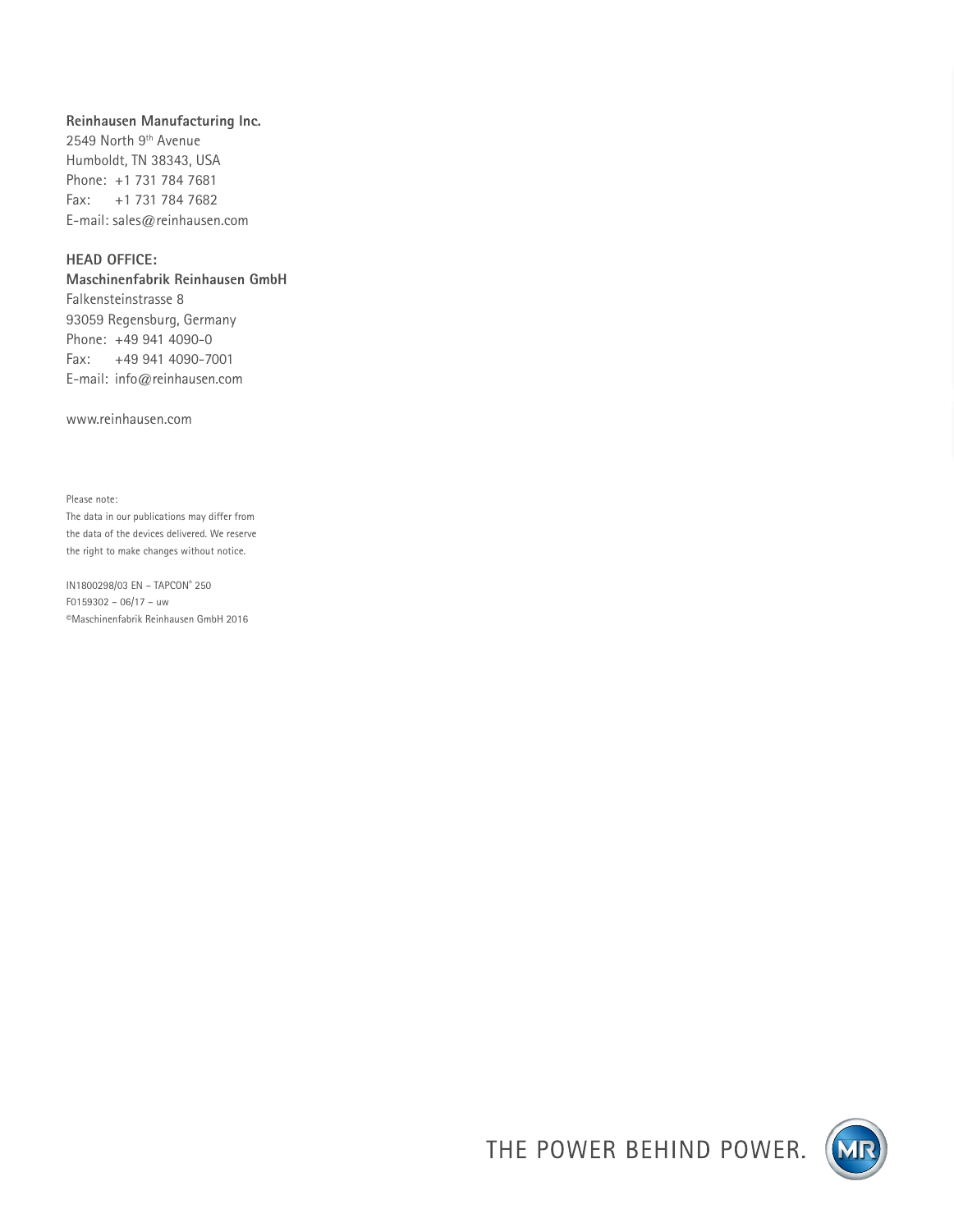**Reinhausen Manufacturing Inc.**
2549 North 9th Avenue
Humboldt, TN 38343, USA
Phone: +1 731 784 7681
Fax: +1 731 784 7682
E-mail: sales@reinhausen.com

**HEAD OFFICE:**
**Maschinenfabrik Reinhausen GmbH**
Falkensteinstrasse 8
93059 Regensburg, Germany
Phone: +49 941 4090-0
Fax: +49 941 4090-7001
E-mail: info@reinhausen.com

www.reinhausen.com

Please note:
The data in our publications may differ from the data of the devices delivered. We reserve the right to make changes without notice.

IN1800298/03 EN – TAPCON® 250
F0159302 – 06/17 – uw
©Maschinenfabrik Reinhausen GmbH 2016

THE POWER BEHIND POWER.